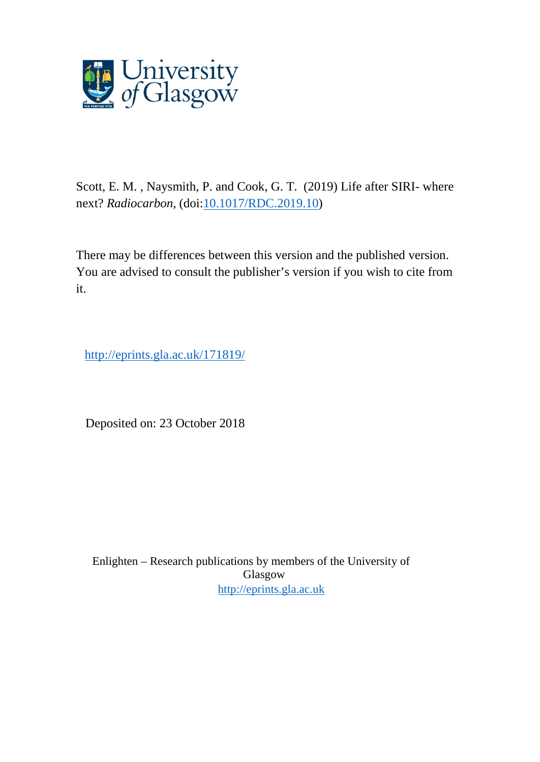University of Glasgow

Scott, E. M. , Naysmith, P. and Cook, G. T. (2019) Life after SIRI- where next? *Radiocarbon*, (doi:[10.1017/RDC.2019.10](https://doi.org/10.1017/RDC.2019.10))

There may be differences between this version and the published version. You are advised to consult the publisher's version if you wish to cite from it.

http://eprints.gla.ac.uk/171819/

Deposited on: 23 October 2018

Enlighten – Research publications by members of the University of Glasgow
http://eprints.gla.ac.uk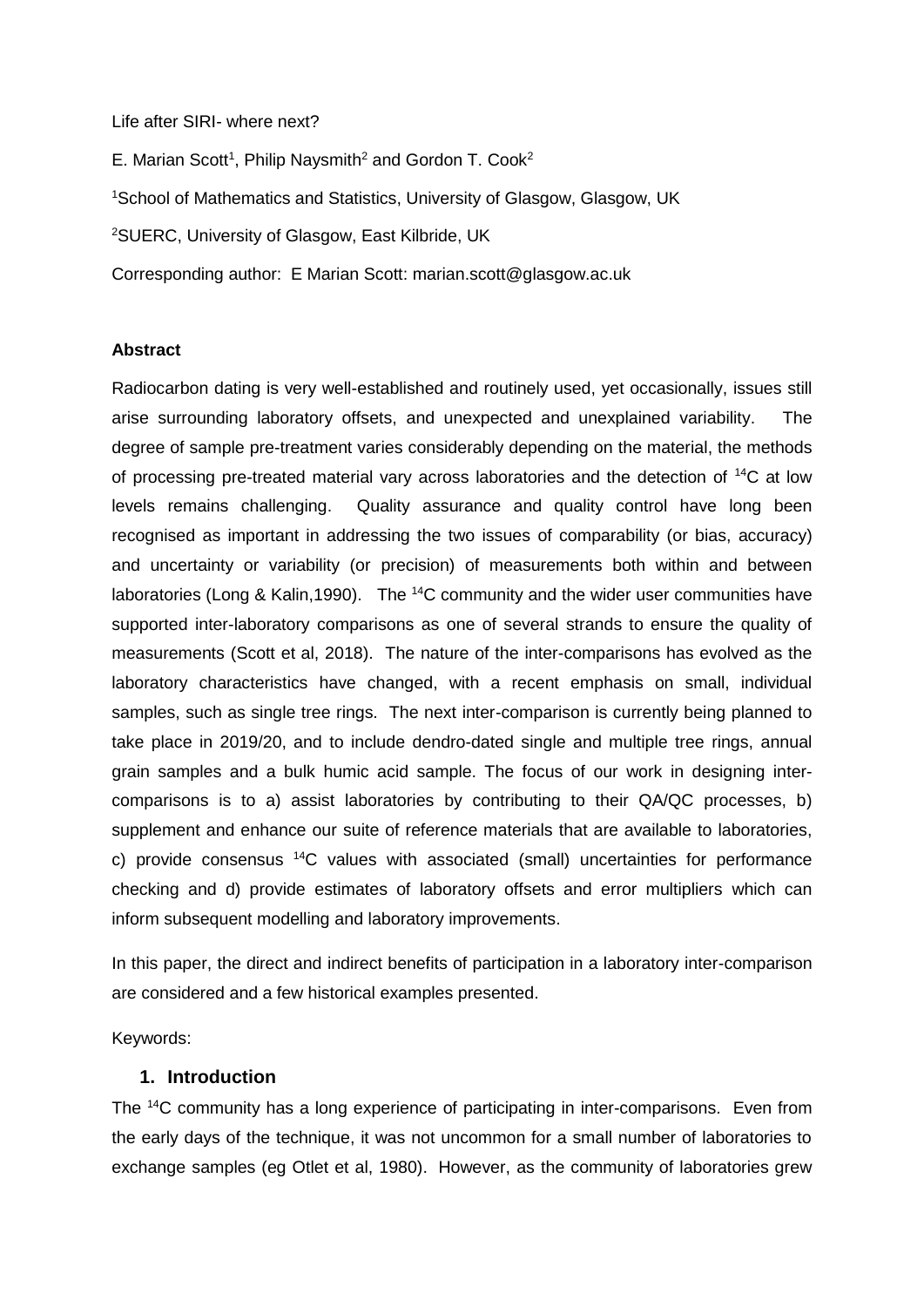Life after SIRI- where next?

E. Marian Scott[1], Philip Naysmith[2] and Gordon T. Cook[2]

[1]School of Mathematics and Statistics, University of Glasgow, Glasgow, UK

[2]SUERC, University of Glasgow, East Kilbride, UK

Corresponding author: E Marian Scott: marian.scott@glasgow.ac.uk

**Abstract**

Radiocarbon dating is very well-established and routinely used, yet occasionally, issues still arise surrounding laboratory offsets, and unexpected and unexplained variability. The degree of sample pre-treatment varies considerably depending on the material, the methods of processing pre-treated material vary across laboratories and the detection of $^{14}$C at low levels remains challenging. Quality assurance and quality control have long been recognised as important in addressing the two issues of comparability (or bias, accuracy) and uncertainty or variability (or precision) of measurements both within and between laboratories (Long & Kalin,1990). The $^{14}$C community and the wider user communities have supported inter-laboratory comparisons as one of several strands to ensure the quality of measurements (Scott et al, 2018). The nature of the inter-comparisons has evolved as the laboratory characteristics have changed, with a recent emphasis on small, individual samples, such as single tree rings. The next inter-comparison is currently being planned to take place in 2019/20, and to include dendro-dated single and multiple tree rings, annual grain samples and a bulk humic acid sample. The focus of our work in designing inter-comparisons is to a) assist laboratories by contributing to their QA/QC processes, b) supplement and enhance our suite of reference materials that are available to laboratories, c) provide consensus $^{14}$C values with associated (small) uncertainties for performance checking and d) provide estimates of laboratory offsets and error multipliers which can inform subsequent modelling and laboratory improvements.

In this paper, the direct and indirect benefits of participation in a laboratory inter-comparison are considered and a few historical examples presented.

Keywords:

## 1. Introduction

The $^{14}$C community has a long experience of participating in inter-comparisons. Even from the early days of the technique, it was not uncommon for a small number of laboratories to exchange samples (eg Otlet et al, 1980). However, as the community of laboratories grew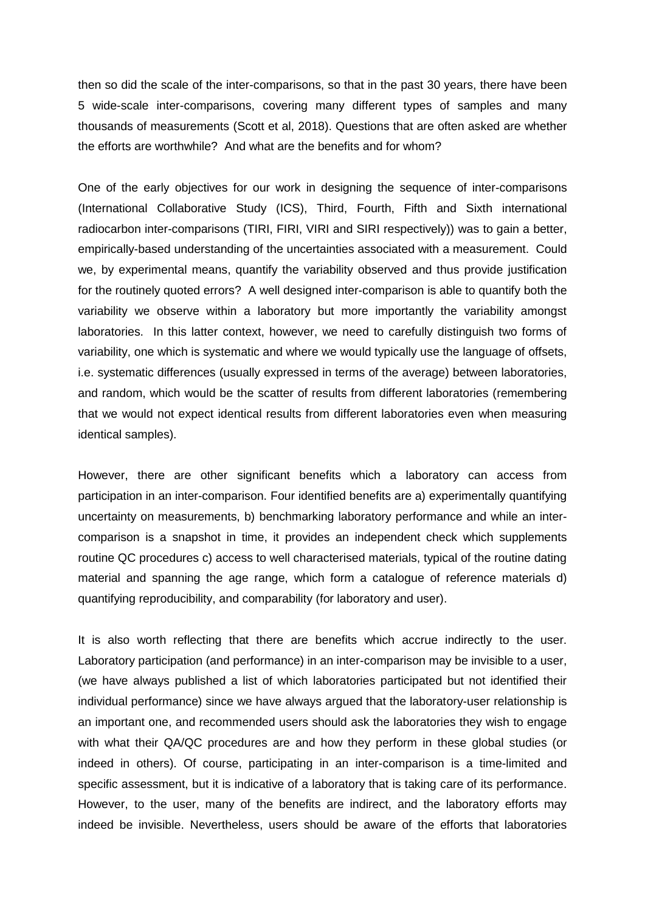then so did the scale of the inter-comparisons, so that in the past 30 years, there have been 5 wide-scale inter-comparisons, covering many different types of samples and many thousands of measurements (Scott et al, 2018). Questions that are often asked are whether the efforts are worthwhile? And what are the benefits and for whom?

One of the early objectives for our work in designing the sequence of inter-comparisons (International Collaborative Study (ICS), Third, Fourth, Fifth and Sixth international radiocarbon inter-comparisons (TIRI, FIRI, VIRI and SIRI respectively)) was to gain a better, empirically-based understanding of the uncertainties associated with a measurement. Could we, by experimental means, quantify the variability observed and thus provide justification for the routinely quoted errors? A well designed inter-comparison is able to quantify both the variability we observe within a laboratory but more importantly the variability amongst laboratories. In this latter context, however, we need to carefully distinguish two forms of variability, one which is systematic and where we would typically use the language of offsets, i.e. systematic differences (usually expressed in terms of the average) between laboratories, and random, which would be the scatter of results from different laboratories (remembering that we would not expect identical results from different laboratories even when measuring identical samples).

However, there are other significant benefits which a laboratory can access from participation in an inter-comparison. Four identified benefits are a) experimentally quantifying uncertainty on measurements, b) benchmarking laboratory performance and while an inter-comparison is a snapshot in time, it provides an independent check which supplements routine QC procedures c) access to well characterised materials, typical of the routine dating material and spanning the age range, which form a catalogue of reference materials d) quantifying reproducibility, and comparability (for laboratory and user).

It is also worth reflecting that there are benefits which accrue indirectly to the user. Laboratory participation (and performance) in an inter-comparison may be invisible to a user, (we have always published a list of which laboratories participated but not identified their individual performance) since we have always argued that the laboratory-user relationship is an important one, and recommended users should ask the laboratories they wish to engage with what their QA/QC procedures are and how they perform in these global studies (or indeed in others). Of course, participating in an inter-comparison is a time-limited and specific assessment, but it is indicative of a laboratory that is taking care of its performance. However, to the user, many of the benefits are indirect, and the laboratory efforts may indeed be invisible. Nevertheless, users should be aware of the efforts that laboratories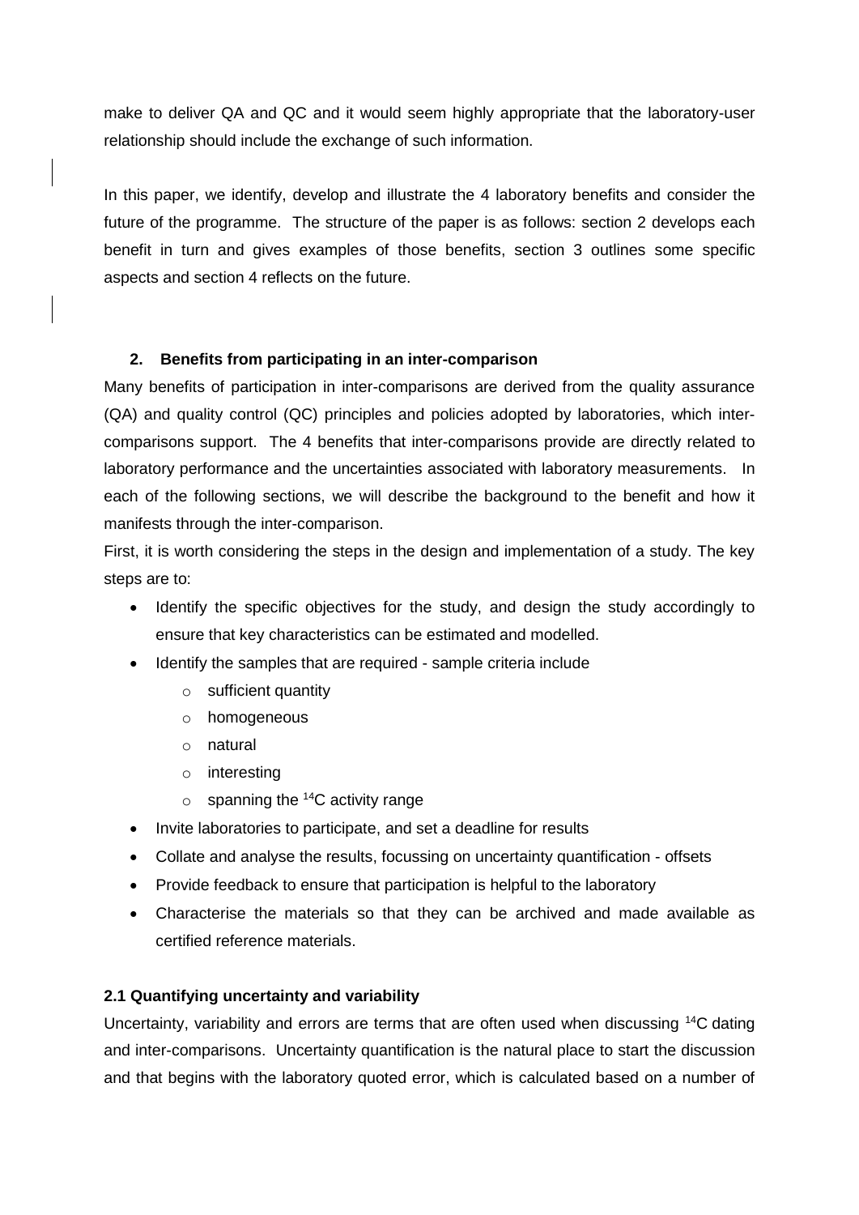make to deliver QA and QC and it would seem highly appropriate that the laboratory-user relationship should include the exchange of such information.

In this paper, we identify, develop and illustrate the 4 laboratory benefits and consider the future of the programme. The structure of the paper is as follows: section 2 develops each benefit in turn and gives examples of those benefits, section 3 outlines some specific aspects and section 4 reflects on the future.

## 2. Benefits from participating in an inter-comparison

Many benefits of participation in inter-comparisons are derived from the quality assurance (QA) and quality control (QC) principles and policies adopted by laboratories, which inter-comparisons support. The 4 benefits that inter-comparisons provide are directly related to laboratory performance and the uncertainties associated with laboratory measurements. In each of the following sections, we will describe the background to the benefit and how it manifests through the inter-comparison.

First, it is worth considering the steps in the design and implementation of a study. The key steps are to:

- Identify the specific objectives for the study, and design the study accordingly to ensure that key characteristics can be estimated and modelled.
- Identify the samples that are required - sample criteria include
  - sufficient quantity
  - homogeneous
  - natural
  - interesting
  - spanning the $^{14}C$ activity range
- Invite laboratories to participate, and set a deadline for results
- Collate and analyse the results, focussing on uncertainty quantification - offsets
- Provide feedback to ensure that participation is helpful to the laboratory
- Characterise the materials so that they can be archived and made available as certified reference materials.

### 2.1 Quantifying uncertainty and variability

Uncertainty, variability and errors are terms that are often used when discussing $^{14}C$ dating and inter-comparisons. Uncertainty quantification is the natural place to start the discussion and that begins with the laboratory quoted error, which is calculated based on a number of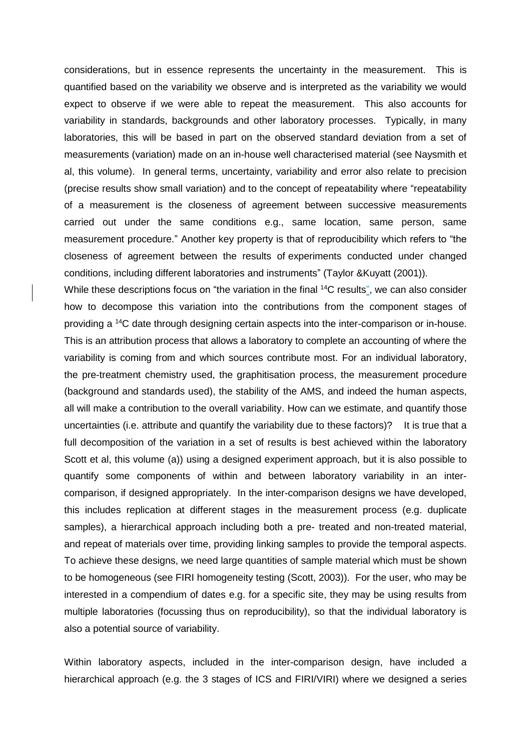considerations, but in essence represents the uncertainty in the measurement. This is quantified based on the variability we observe and is interpreted as the variability we would expect to observe if we were able to repeat the measurement. This also accounts for variability in standards, backgrounds and other laboratory processes. Typically, in many laboratories, this will be based in part on the observed standard deviation from a set of measurements (variation) made on an in-house well characterised material (see Naysmith et al, this volume). In general terms, uncertainty, variability and error also relate to precision (precise results show small variation) and to the concept of repeatability where "repeatability of a measurement is the closeness of agreement between successive measurements carried out under the same conditions e.g., same location, same person, same measurement procedure." Another key property is that of reproducibility which refers to "the closeness of agreement between the results of experiments conducted under changed conditions, including different laboratories and instruments" (Taylor &Kuyatt (2001)).

While these descriptions focus on "the variation in the final $^{14}$C results", we can also consider how to decompose this variation into the contributions from the component stages of providing a $^{14}$C date through designing certain aspects into the inter-comparison or in-house. This is an attribution process that allows a laboratory to complete an accounting of where the variability is coming from and which sources contribute most. For an individual laboratory, the pre-treatment chemistry used, the graphitisation process, the measurement procedure (background and standards used), the stability of the AMS, and indeed the human aspects, all will make a contribution to the overall variability. How can we estimate, and quantify those uncertainties (i.e. attribute and quantify the variability due to these factors)? It is true that a full decomposition of the variation in a set of results is best achieved within the laboratory Scott et al, this volume (a)) using a designed experiment approach, but it is also possible to quantify some components of within and between laboratory variability in an inter-comparison, if designed appropriately. In the inter-comparison designs we have developed, this includes replication at different stages in the measurement process (e.g. duplicate samples), a hierarchical approach including both a pre- treated and non-treated material, and repeat of materials over time, providing linking samples to provide the temporal aspects. To achieve these designs, we need large quantities of sample material which must be shown to be homogeneous (see FIRI homogeneity testing (Scott, 2003)). For the user, who may be interested in a compendium of dates e.g. for a specific site, they may be using results from multiple laboratories (focussing thus on reproducibility), so that the individual laboratory is also a potential source of variability.

Within laboratory aspects, included in the inter-comparison design, have included a hierarchical approach (e.g. the 3 stages of ICS and FIRI/VIRI) where we designed a series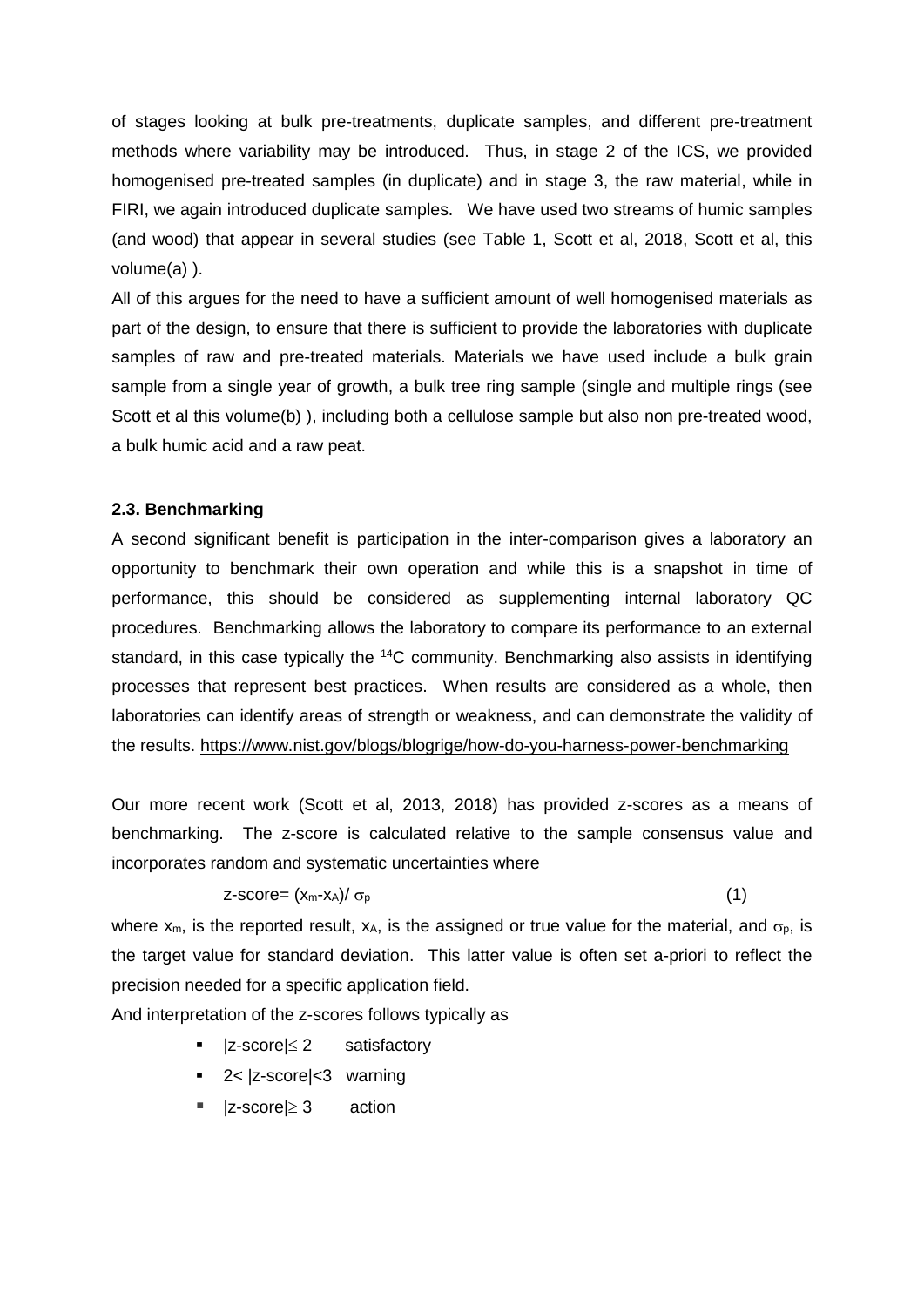of stages looking at bulk pre-treatments, duplicate samples, and different pre-treatment methods where variability may be introduced. Thus, in stage 2 of the ICS, we provided homogenised pre-treated samples (in duplicate) and in stage 3, the raw material, while in FIRI, we again introduced duplicate samples. We have used two streams of humic samples (and wood) that appear in several studies (see Table 1, Scott et al, 2018, Scott et al, this volume(a) ).

All of this argues for the need to have a sufficient amount of well homogenised materials as part of the design, to ensure that there is sufficient to provide the laboratories with duplicate samples of raw and pre-treated materials. Materials we have used include a bulk grain sample from a single year of growth, a bulk tree ring sample (single and multiple rings (see Scott et al this volume(b) ), including both a cellulose sample but also non pre-treated wood, a bulk humic acid and a raw peat.

### 2.3. Benchmarking

A second significant benefit is participation in the inter-comparison gives a laboratory an opportunity to benchmark their own operation and while this is a snapshot in time of performance, this should be considered as supplementing internal laboratory QC procedures. Benchmarking allows the laboratory to compare its performance to an external standard, in this case typically the $^{14}C$ community. Benchmarking also assists in identifying processes that represent best practices. When results are considered as a whole, then laboratories can identify areas of strength or weakness, and can demonstrate the validity of the results. https://www.nist.gov/blogs/blogrige/how-do-you-harness-power-benchmarking

Our more recent work (Scott et al, 2013, 2018) has provided z-scores as a means of benchmarking. The z-score is calculated relative to the sample consensus value and incorporates random and systematic uncertainties where

$$\text{z-score} = (x_m - x_A)/\sigma_p \qquad (1)$$

where $x_m$, is the reported result, $x_A$, is the assigned or true value for the material, and $\sigma_p$, is the target value for standard deviation. This latter value is often set a-priori to reflect the precision needed for a specific application field.

And interpretation of the z-scores follows typically as

- $|\text{z-score}| \leq 2$ satisfactory
- $2 < |\text{z-score}| < 3$ warning
- $|\text{z-score}| \geq 3$ action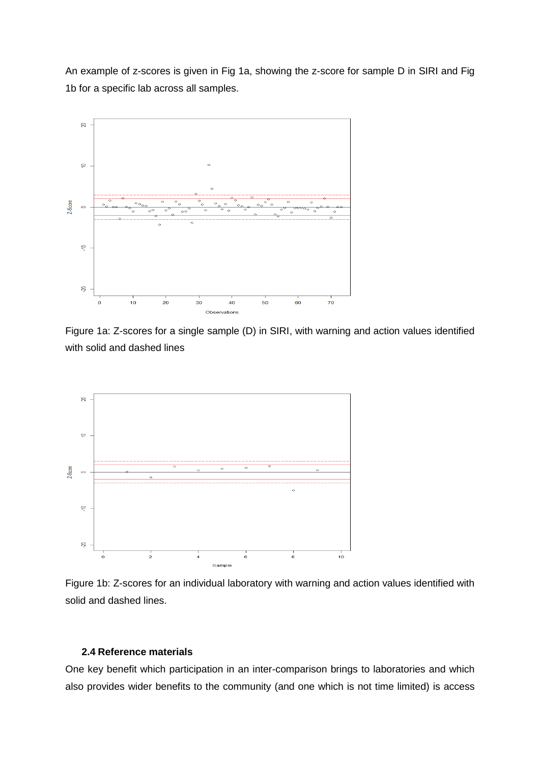An example of z-scores is given in Fig 1a, showing the z-score for sample D in SIRI and Fig 1b for a specific lab across all samples.

Figure 1a: Z-scores for a single sample (D) in SIRI, with warning and action values identified with solid and dashed lines

Figure 1b: Z-scores for an individual laboratory with warning and action values identified with solid and dashed lines.

### 2.4 Reference materials

One key benefit which participation in an inter-comparison brings to laboratories and which also provides wider benefits to the community (and one which is not time limited) is access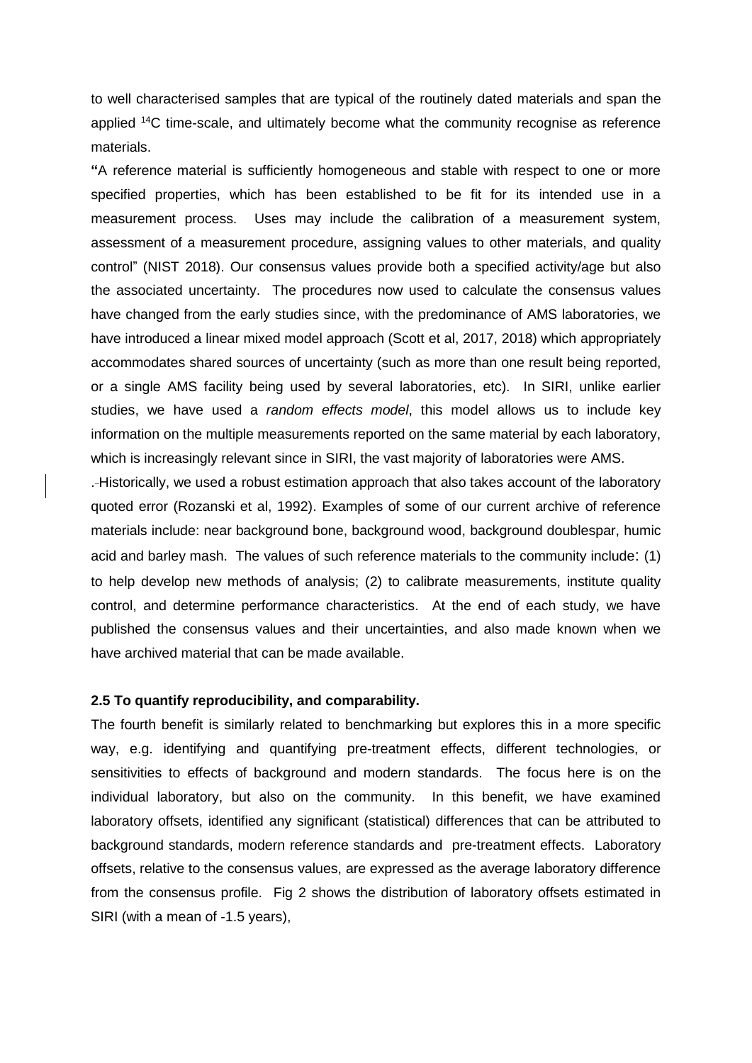to well characterised samples that are typical of the routinely dated materials and span the applied $^{14}C$ time-scale, and ultimately become what the community recognise as reference materials.

"A reference material is sufficiently homogeneous and stable with respect to one or more specified properties, which has been established to be fit for its intended use in a measurement process. Uses may include the calibration of a measurement system, assessment of a measurement procedure, assigning values to other materials, and quality control" (NIST 2018). Our consensus values provide both a specified activity/age but also the associated uncertainty. The procedures now used to calculate the consensus values have changed from the early studies since, with the predominance of AMS laboratories, we have introduced a linear mixed model approach (Scott et al, 2017, 2018) which appropriately accommodates shared sources of uncertainty (such as more than one result being reported, or a single AMS facility being used by several laboratories, etc). In SIRI, unlike earlier studies, we have used a *random effects model*, this model allows us to include key information on the multiple measurements reported on the same material by each laboratory, which is increasingly relevant since in SIRI, the vast majority of laboratories were AMS.

Historically, we used a robust estimation approach that also takes account of the laboratory quoted error (Rozanski et al, 1992). Examples of some of our current archive of reference materials include: near background bone, background wood, background doublespar, humic acid and barley mash. The values of such reference materials to the community include: (1) to help develop new methods of analysis; (2) to calibrate measurements, institute quality control, and determine performance characteristics. At the end of each study, we have published the consensus values and their uncertainties, and also made known when we have archived material that can be made available.

### 2.5 To quantify reproducibility, and comparability.

The fourth benefit is similarly related to benchmarking but explores this in a more specific way, e.g. identifying and quantifying pre-treatment effects, different technologies, or sensitivities to effects of background and modern standards. The focus here is on the individual laboratory, but also on the community. In this benefit, we have examined laboratory offsets, identified any significant (statistical) differences that can be attributed to background standards, modern reference standards and pre-treatment effects. Laboratory offsets, relative to the consensus values, are expressed as the average laboratory difference from the consensus profile. Fig 2 shows the distribution of laboratory offsets estimated in SIRI (with a mean of -1.5 years),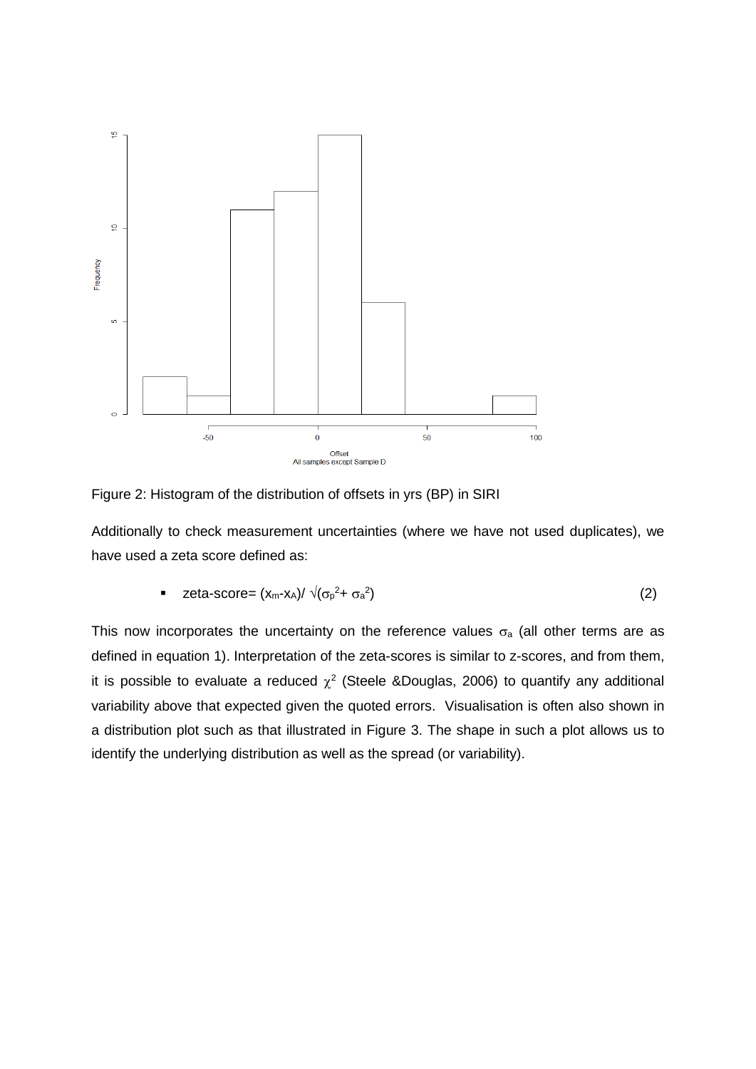Figure 2: Histogram of the distribution of offsets in yrs (BP) in SIRI

Additionally to check measurement uncertainties (where we have not used duplicates), we have used a zeta score defined as:

- zeta-score= $(x_m - x_A)/ \sqrt{(\sigma_p^2 + \sigma_a^2)}$ (2)

This now incorporates the uncertainty on the reference values $\sigma_a$ (all other terms are as defined in equation 1). Interpretation of the zeta-scores is similar to z-scores, and from them, it is possible to evaluate a reduced $\chi^2$ (Steele &Douglas, 2006) to quantify any additional variability above that expected given the quoted errors. Visualisation is often also shown in a distribution plot such as that illustrated in Figure 3. The shape in such a plot allows us to identify the underlying distribution as well as the spread (or variability).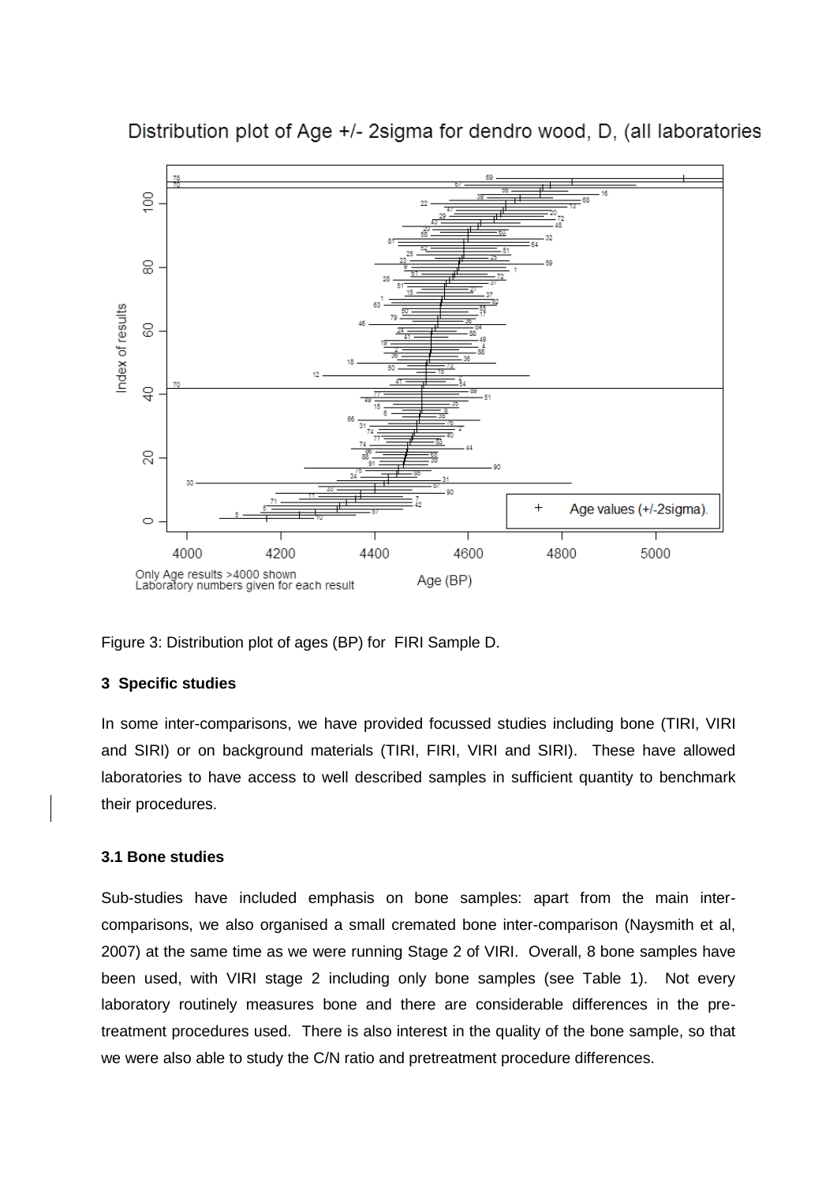Figure 3: Distribution plot of ages (BP) for FIRI Sample D.

### 3 Specific studies

In some inter-comparisons, we have provided focussed studies including bone (TIRI, VIRI and SIRI) or on background materials (TIRI, FIRI, VIRI and SIRI). These have allowed laboratories to have access to well described samples in sufficient quantity to benchmark their procedures.

### 3.1 Bone studies

Sub-studies have included emphasis on bone samples: apart from the main inter-comparisons, we also organised a small cremated bone inter-comparison (Naysmith et al, 2007) at the same time as we were running Stage 2 of VIRI. Overall, 8 bone samples have been used, with VIRI stage 2 including only bone samples (see Table 1). Not every laboratory routinely measures bone and there are considerable differences in the pre-treatment procedures used. There is also interest in the quality of the bone sample, so that we were also able to study the C/N ratio and pretreatment procedure differences.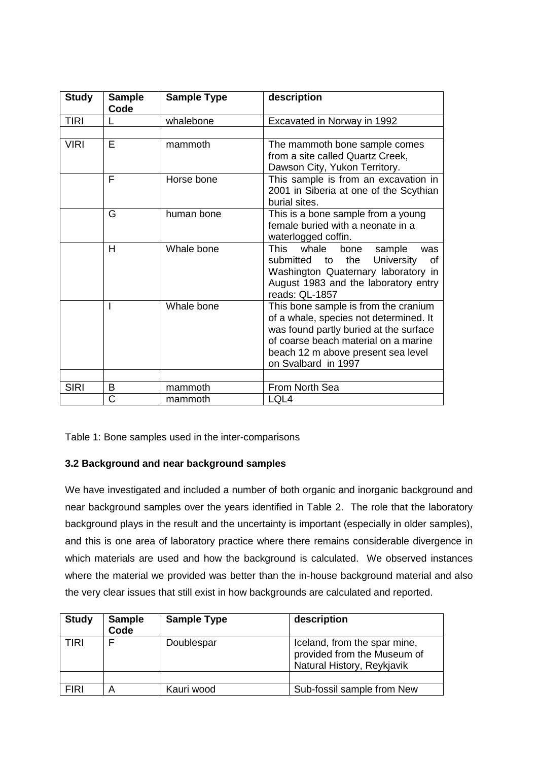| Study | Sample Code | Sample Type | description |
|---|---|---|---|
| TIRI | L | whalebone | Excavated in Norway in 1992 |
| | | | |
| VIRI | E | mammoth | The mammoth bone sample comes from a site called Quartz Creek, Dawson City, Yukon Territory. |
| | F | Horse bone | This sample is from an excavation in 2001 in Siberia at one of the Scythian burial sites. |
| | G | human bone | This is a bone sample from a young female buried with a neonate in a waterlogged coffin. |
| | H | Whale bone | This whale bone sample was submitted to the University of Washington Quaternary laboratory in August 1983 and the laboratory entry reads: QL-1857 |
| | I | Whale bone | This bone sample is from the cranium of a whale, species not determined. It was found partly buried at the surface of coarse beach material on a marine beach 12 m above present sea level on Svalbard in 1997 |
| | | | |
| SIRI | B | mammoth | From North Sea |
| | C | mammoth | LQL4 |

Table 1: Bone samples used in the inter-comparisons

### 3.2 Background and near background samples

We have investigated and included a number of both organic and inorganic background and near background samples over the years identified in Table 2. The role that the laboratory background plays in the result and the uncertainty is important (especially in older samples), and this is one area of laboratory practice where there remains considerable divergence in which materials are used and how the background is calculated. We observed instances where the material we provided was better than the in-house background material and also the very clear issues that still exist in how backgrounds are calculated and reported.

| Study | Sample Code | Sample Type | description |
|---|---|---|---|
| TIRI | F | Doublespar | Iceland, from the spar mine, provided from the Museum of Natural History, Reykjavik |
| | | | |
| FIRI | A | Kauri wood | Sub-fossil sample from New |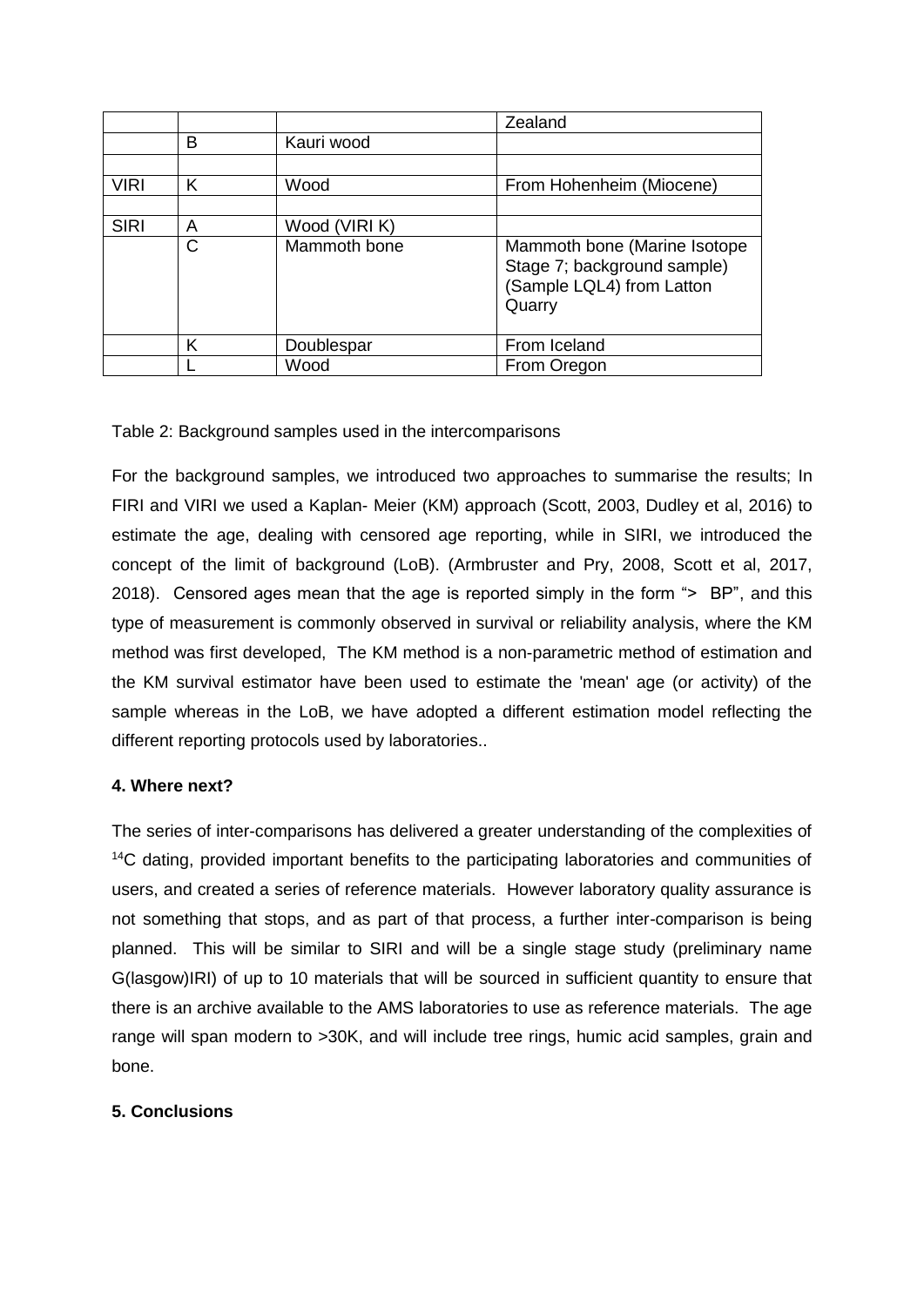| | | | Zealand |
|---|---|---|---|
| | B | Kauri wood | |
| | | | |
| VIRI | K | Wood | From Hohenheim (Miocene) |
| | | | |
| SIRI | A | Wood (VIRI K) | |
| | C | Mammoth bone | Mammoth bone (Marine Isotope Stage 7; background sample) (Sample LQL4) from Latton Quarry |
| | K | Doublespar | From Iceland |
| | L | Wood | From Oregon |

Table 2: Background samples used in the intercomparisons

For the background samples, we introduced two approaches to summarise the results; In FIRI and VIRI we used a Kaplan- Meier (KM) approach (Scott, 2003, Dudley et al, 2016) to estimate the age, dealing with censored age reporting, while in SIRI, we introduced the concept of the limit of background (LoB). (Armbruster and Pry, 2008, Scott et al, 2017, 2018). Censored ages mean that the age is reported simply in the form "> BP", and this type of measurement is commonly observed in survival or reliability analysis, where the KM method was first developed, The KM method is a non-parametric method of estimation and the KM survival estimator have been used to estimate the 'mean' age (or activity) of the sample whereas in the LoB, we have adopted a different estimation model reflecting the different reporting protocols used by laboratories..

**4. Where next?**

The series of inter-comparisons has delivered a greater understanding of the complexities of $^{14}$C dating, provided important benefits to the participating laboratories and communities of users, and created a series of reference materials. However laboratory quality assurance is not something that stops, and as part of that process, a further inter-comparison is being planned. This will be similar to SIRI and will be a single stage study (preliminary name G(lasgow)IRI) of up to 10 materials that will be sourced in sufficient quantity to ensure that there is an archive available to the AMS laboratories to use as reference materials. The age range will span modern to >30K, and will include tree rings, humic acid samples, grain and bone.

**5. Conclusions**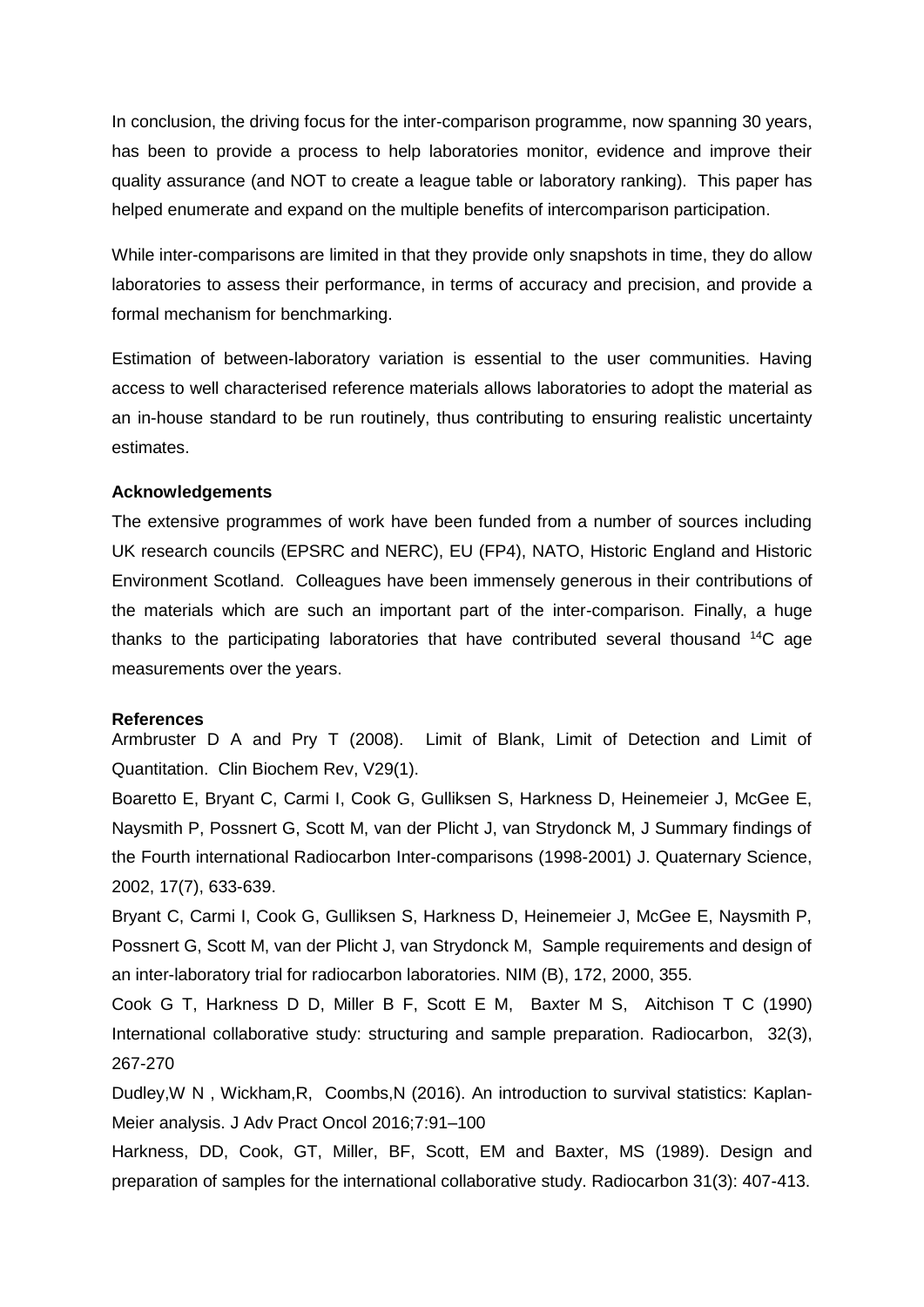In conclusion, the driving focus for the inter-comparison programme, now spanning 30 years, has been to provide a process to help laboratories monitor, evidence and improve their quality assurance (and NOT to create a league table or laboratory ranking). This paper has helped enumerate and expand on the multiple benefits of intercomparison participation.

While inter-comparisons are limited in that they provide only snapshots in time, they do allow laboratories to assess their performance, in terms of accuracy and precision, and provide a formal mechanism for benchmarking.

Estimation of between-laboratory variation is essential to the user communities. Having access to well characterised reference materials allows laboratories to adopt the material as an in-house standard to be run routinely, thus contributing to ensuring realistic uncertainty estimates.

**Acknowledgements**

The extensive programmes of work have been funded from a number of sources including UK research councils (EPSRC and NERC), EU (FP4), NATO, Historic England and Historic Environment Scotland. Colleagues have been immensely generous in their contributions of the materials which are such an important part of the inter-comparison. Finally, a huge thanks to the participating laboratories that have contributed several thousand $^{14}C$ age measurements over the years.

**References**

Armbruster D A and Pry T (2008). Limit of Blank, Limit of Detection and Limit of Quantitation. Clin Biochem Rev, V29(1).

Boaretto E, Bryant C, Carmi I, Cook G, Gulliksen S, Harkness D, Heinemeier J, McGee E, Naysmith P, Possnert G, Scott M, van der Plicht J, van Strydonck M, J Summary findings of the Fourth international Radiocarbon Inter-comparisons (1998-2001) J. Quaternary Science, 2002, 17(7), 633-639.

Bryant C, Carmi I, Cook G, Gulliksen S, Harkness D, Heinemeier J, McGee E, Naysmith P, Possnert G, Scott M, van der Plicht J, van Strydonck M, Sample requirements and design of an inter-laboratory trial for radiocarbon laboratories. NIM (B), 172, 2000, 355.

Cook G T, Harkness D D, Miller B F, Scott E M, Baxter M S, Aitchison T C (1990) International collaborative study: structuring and sample preparation. Radiocarbon, 32(3), 267-270

Dudley,W N , Wickham,R, Coombs,N (2016). An introduction to survival statistics: Kaplan-Meier analysis. J Adv Pract Oncol 2016;7:91–100

Harkness, DD, Cook, GT, Miller, BF, Scott, EM and Baxter, MS (1989). Design and preparation of samples for the international collaborative study. Radiocarbon 31(3): 407-413.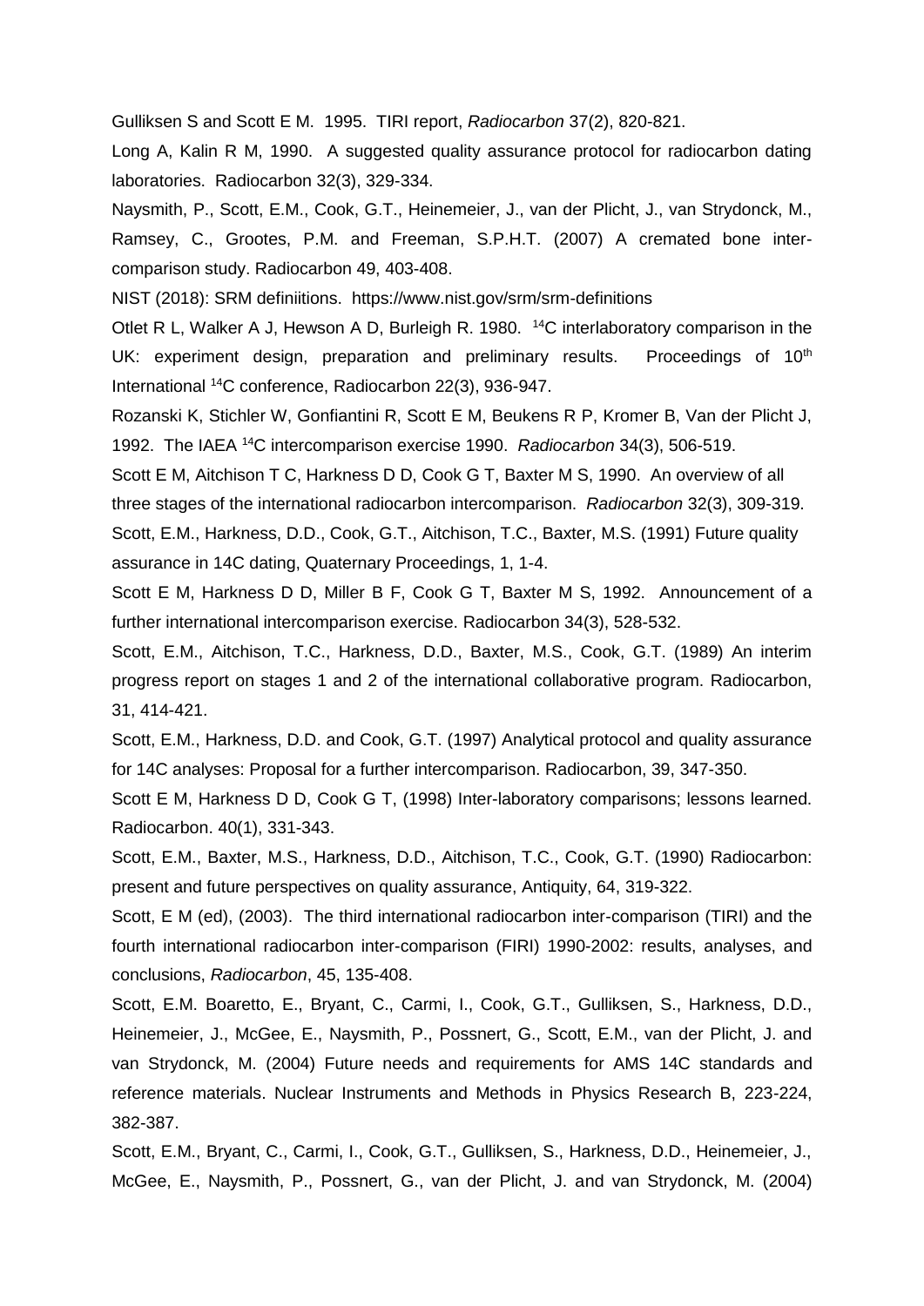Gulliksen S and Scott E M. 1995. TIRI report, *Radiocarbon* 37(2), 820-821.

Long A, Kalin R M, 1990. A suggested quality assurance protocol for radiocarbon dating laboratories. Radiocarbon 32(3), 329-334.

Naysmith, P., Scott, E.M., Cook, G.T., Heinemeier, J., van der Plicht, J., van Strydonck, M., Ramsey, C., Grootes, P.M. and Freeman, S.P.H.T. (2007) A cremated bone inter-comparison study. Radiocarbon 49, 403-408.

NIST (2018): SRM definiitions. https://www.nist.gov/srm/srm-definitions

Otlet R L, Walker A J, Hewson A D, Burleigh R. 1980. $^{14}$C interlaboratory comparison in the UK: experiment design, preparation and preliminary results. Proceedings of 10$^{th}$ International $^{14}$C conference, Radiocarbon 22(3), 936-947.

Rozanski K, Stichler W, Gonfiantini R, Scott E M, Beukens R P, Kromer B, Van der Plicht J, 1992. The IAEA $^{14}$C intercomparison exercise 1990. *Radiocarbon* 34(3), 506-519.

Scott E M, Aitchison T C, Harkness D D, Cook G T, Baxter M S, 1990. An overview of all three stages of the international radiocarbon intercomparison. *Radiocarbon* 32(3), 309-319.

Scott, E.M., Harkness, D.D., Cook, G.T., Aitchison, T.C., Baxter, M.S. (1991) Future quality assurance in 14C dating, Quaternary Proceedings, 1, 1-4.

Scott E M, Harkness D D, Miller B F, Cook G T, Baxter M S, 1992. Announcement of a further international intercomparison exercise. Radiocarbon 34(3), 528-532.

Scott, E.M., Aitchison, T.C., Harkness, D.D., Baxter, M.S., Cook, G.T. (1989) An interim progress report on stages 1 and 2 of the international collaborative program. Radiocarbon, 31, 414-421.

Scott, E.M., Harkness, D.D. and Cook, G.T. (1997) Analytical protocol and quality assurance for 14C analyses: Proposal for a further intercomparison. Radiocarbon, 39, 347-350.

Scott E M, Harkness D D, Cook G T, (1998) Inter-laboratory comparisons; lessons learned. Radiocarbon. 40(1), 331-343.

Scott, E.M., Baxter, M.S., Harkness, D.D., Aitchison, T.C., Cook, G.T. (1990) Radiocarbon: present and future perspectives on quality assurance, Antiquity, 64, 319-322.

Scott, E M (ed), (2003). The third international radiocarbon inter-comparison (TIRI) and the fourth international radiocarbon inter-comparison (FIRI) 1990-2002: results, analyses, and conclusions, *Radiocarbon*, 45, 135-408.

Scott, E.M. Boaretto, E., Bryant, C., Carmi, I., Cook, G.T., Gulliksen, S., Harkness, D.D., Heinemeier, J., McGee, E., Naysmith, P., Possnert, G., Scott, E.M., van der Plicht, J. and van Strydonck, M. (2004) Future needs and requirements for AMS 14C standards and reference materials. Nuclear Instruments and Methods in Physics Research B, 223-224, 382-387.

Scott, E.M., Bryant, C., Carmi, I., Cook, G.T., Gulliksen, S., Harkness, D.D., Heinemeier, J., McGee, E., Naysmith, P., Possnert, G., van der Plicht, J. and van Strydonck, M. (2004)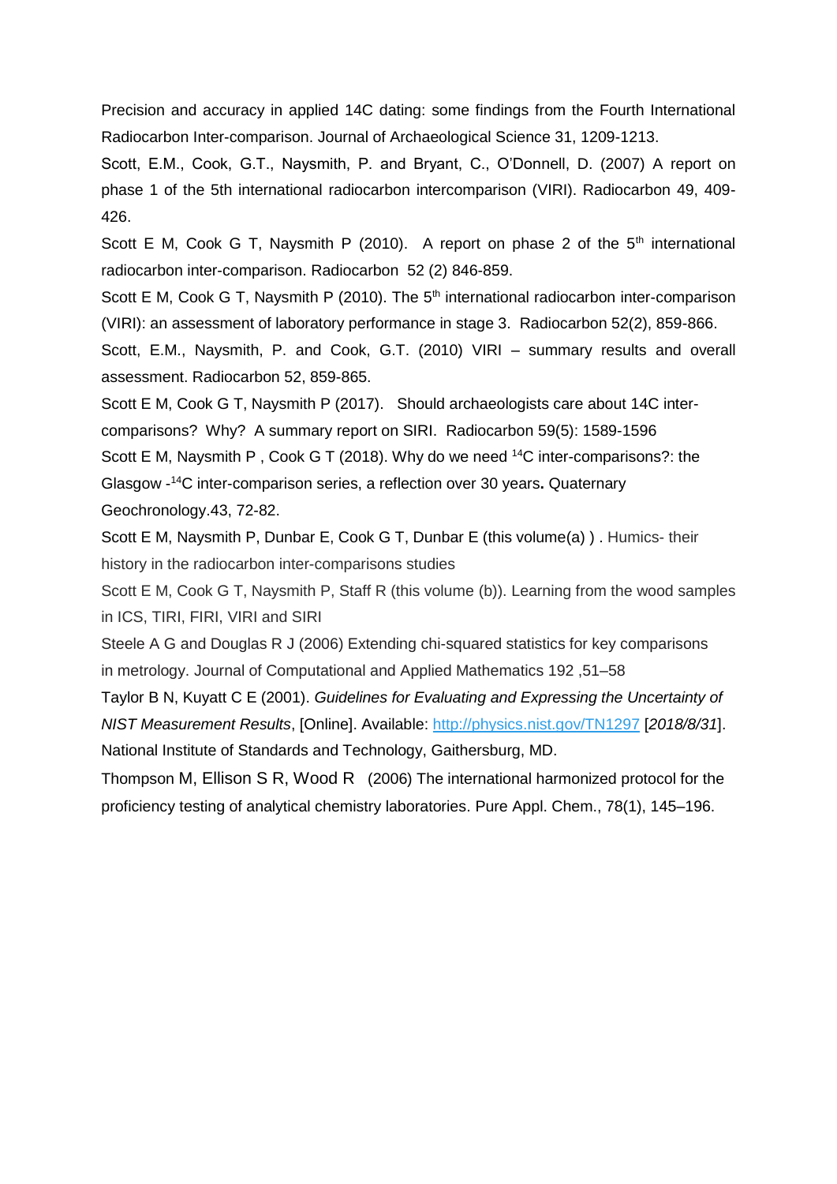Precision and accuracy in applied 14C dating: some findings from the Fourth International Radiocarbon Inter-comparison. Journal of Archaeological Science 31, 1209-1213.

Scott, E.M., Cook, G.T., Naysmith, P. and Bryant, C., O'Donnell, D. (2007) A report on phase 1 of the 5th international radiocarbon intercomparison (VIRI). Radiocarbon 49, 409-426.

Scott E M, Cook G T, Naysmith P (2010). A report on phase 2 of the 5$^{th}$ international radiocarbon inter-comparison. Radiocarbon 52 (2) 846-859.

Scott E M, Cook G T, Naysmith P (2010). The 5$^{th}$ international radiocarbon inter-comparison (VIRI): an assessment of laboratory performance in stage 3. Radiocarbon 52(2), 859-866.

Scott, E.M., Naysmith, P. and Cook, G.T. (2010) VIRI – summary results and overall assessment. Radiocarbon 52, 859-865.

Scott E M, Cook G T, Naysmith P (2017). Should archaeologists care about 14C inter-comparisons? Why? A summary report on SIRI. Radiocarbon 59(5): 1589-1596

Scott E M, Naysmith P , Cook G T (2018). Why do we need $^{14}$C inter-comparisons?: the Glasgow -$^{14}$C inter-comparison series, a reflection over 30 years**.** Quaternary Geochronology.43, 72-82.

Scott E M, Naysmith P, Dunbar E, Cook G T, Dunbar E (this volume(a) ) . Humics- their history in the radiocarbon inter-comparisons studies

Scott E M, Cook G T, Naysmith P, Staff R (this volume (b)). Learning from the wood samples in ICS, TIRI, FIRI, VIRI and SIRI

Steele A G and Douglas R J (2006) Extending chi-squared statistics for key comparisons in metrology. Journal of Computational and Applied Mathematics 192 ,51–58

Taylor B N, Kuyatt C E (2001). *Guidelines for Evaluating and Expressing the Uncertainty of NIST Measurement Results*, [Online]. Available: http://physics.nist.gov/TN1297 [*2018/8/31*]. National Institute of Standards and Technology, Gaithersburg, MD.

Thompson M, Ellison S R, Wood R (2006) The international harmonized protocol for the proficiency testing of analytical chemistry laboratories. Pure Appl. Chem., 78(1), 145–196.